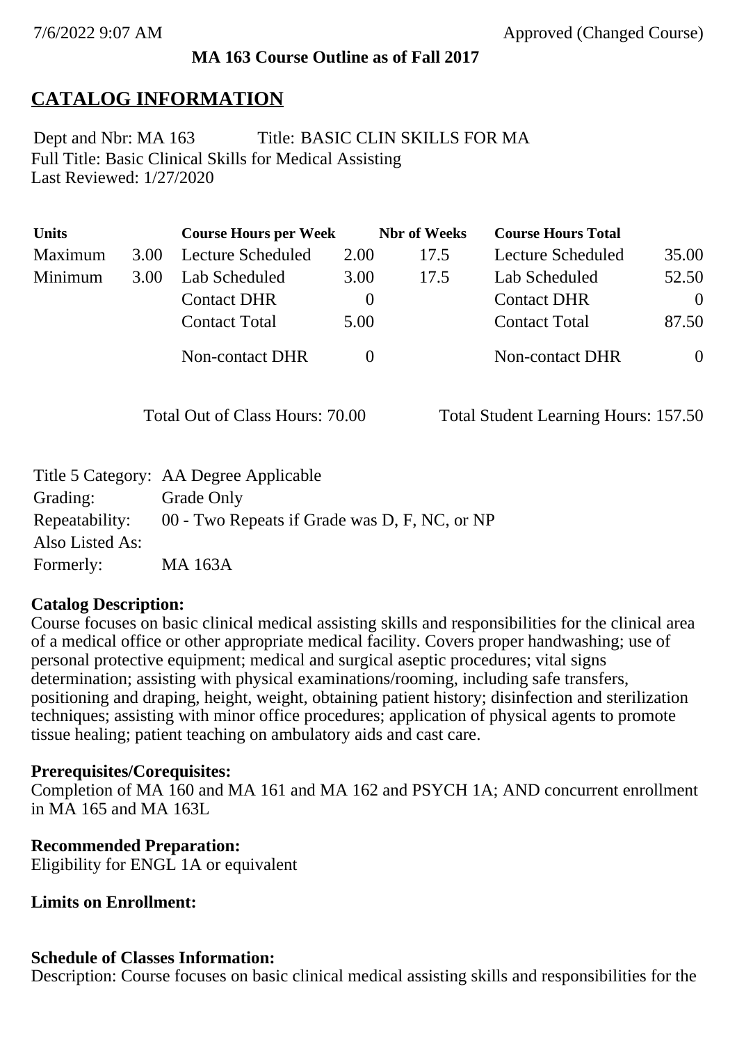7/6/2022 9:07 AM Approved (Changed Course)

**MA 163 Course Outline as of Fall 2017**

# CATALOG INFORMATION

Dept and Nbr: MA 163 Title: BASIC CLIN SKILLS FOR MA
Full Title: Basic Clinical Skills for Medical Assisting
Last Reviewed: 1/27/2020

| Units | | Course Hours per Week | | Nbr of Weeks | Course Hours Total | |
|---|---|---|---|---|---|---|
| Maximum | 3.00 | Lecture Scheduled | 2.00 | 17.5 | Lecture Scheduled | 35.00 |
| Minimum | 3.00 | Lab Scheduled | 3.00 | 17.5 | Lab Scheduled | 52.50 |
| | | Contact DHR | 0 | | Contact DHR | 0 |
| | | Contact Total | 5.00 | | Contact Total | 87.50 |
| | | Non-contact DHR | 0 | | Non-contact DHR | 0 |

Total Out of Class Hours: 70.00 Total Student Learning Hours: 157.50

| | |
|---|---|
| Title 5 Category: | AA Degree Applicable |
| Grading: | Grade Only |
| Repeatability: | 00 - Two Repeats if Grade was D, F, NC, or NP |
| Also Listed As: | |
| Formerly: | MA 163A |

**Catalog Description:**
Course focuses on basic clinical medical assisting skills and responsibilities for the clinical area of a medical office or other appropriate medical facility. Covers proper handwashing; use of personal protective equipment; medical and surgical aseptic procedures; vital signs determination; assisting with physical examinations/rooming, including safe transfers, positioning and draping, height, weight, obtaining patient history; disinfection and sterilization techniques; assisting with minor office procedures; application of physical agents to promote tissue healing; patient teaching on ambulatory aids and cast care.

**Prerequisites/Corequisites:**
Completion of MA 160 and MA 161 and MA 162 and PSYCH 1A; AND concurrent enrollment in MA 165 and MA 163L

**Recommended Preparation:**
Eligibility for ENGL 1A or equivalent

**Limits on Enrollment:**

**Schedule of Classes Information:**
Description: Course focuses on basic clinical medical assisting skills and responsibilities for the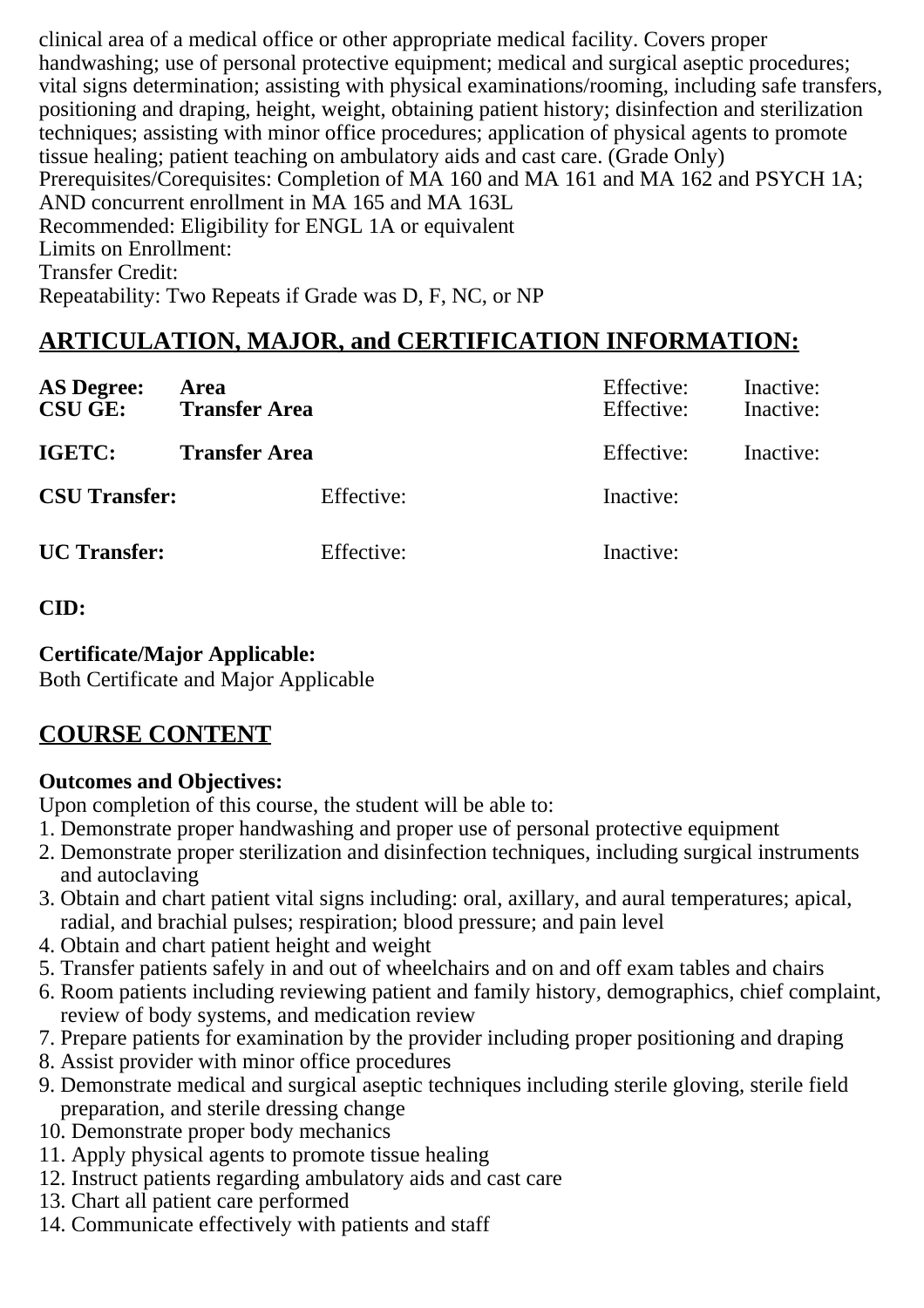clinical area of a medical office or other appropriate medical facility. Covers proper handwashing; use of personal protective equipment; medical and surgical aseptic procedures; vital signs determination; assisting with physical examinations/rooming, including safe transfers, positioning and draping, height, weight, obtaining patient history; disinfection and sterilization techniques; assisting with minor office procedures; application of physical agents to promote tissue healing; patient teaching on ambulatory aids and cast care. (Grade Only)
Prerequisites/Corequisites: Completion of MA 160 and MA 161 and MA 162 and PSYCH 1A; AND concurrent enrollment in MA 165 and MA 163L
Recommended: Eligibility for ENGL 1A or equivalent
Limits on Enrollment:
Transfer Credit:
Repeatability: Two Repeats if Grade was D, F, NC, or NP

## ARTICULATION, MAJOR, and CERTIFICATION INFORMATION:

| | | | |
|---|---|---|---|
| **AS Degree:** | **Area** | Effective: | Inactive: |
| **CSU GE:** | **Transfer Area** | Effective: | Inactive: |
| **IGETC:** | **Transfer Area** | Effective: | Inactive: |
| **CSU Transfer:** | Effective: | Inactive: | |
| **UC Transfer:** | Effective: | Inactive: | |

**CID:**

**Certificate/Major Applicable:**
Both Certificate and Major Applicable

## COURSE CONTENT

**Outcomes and Objectives:**
Upon completion of this course, the student will be able to:
1. Demonstrate proper handwashing and proper use of personal protective equipment
2. Demonstrate proper sterilization and disinfection techniques, including surgical instruments and autoclaving
3. Obtain and chart patient vital signs including: oral, axillary, and aural temperatures; apical, radial, and brachial pulses; respiration; blood pressure; and pain level
4. Obtain and chart patient height and weight
5. Transfer patients safely in and out of wheelchairs and on and off exam tables and chairs
6. Room patients including reviewing patient and family history, demographics, chief complaint, review of body systems, and medication review
7. Prepare patients for examination by the provider including proper positioning and draping
8. Assist provider with minor office procedures
9. Demonstrate medical and surgical aseptic techniques including sterile gloving, sterile field preparation, and sterile dressing change
10. Demonstrate proper body mechanics
11. Apply physical agents to promote tissue healing
12. Instruct patients regarding ambulatory aids and cast care
13. Chart all patient care performed
14. Communicate effectively with patients and staff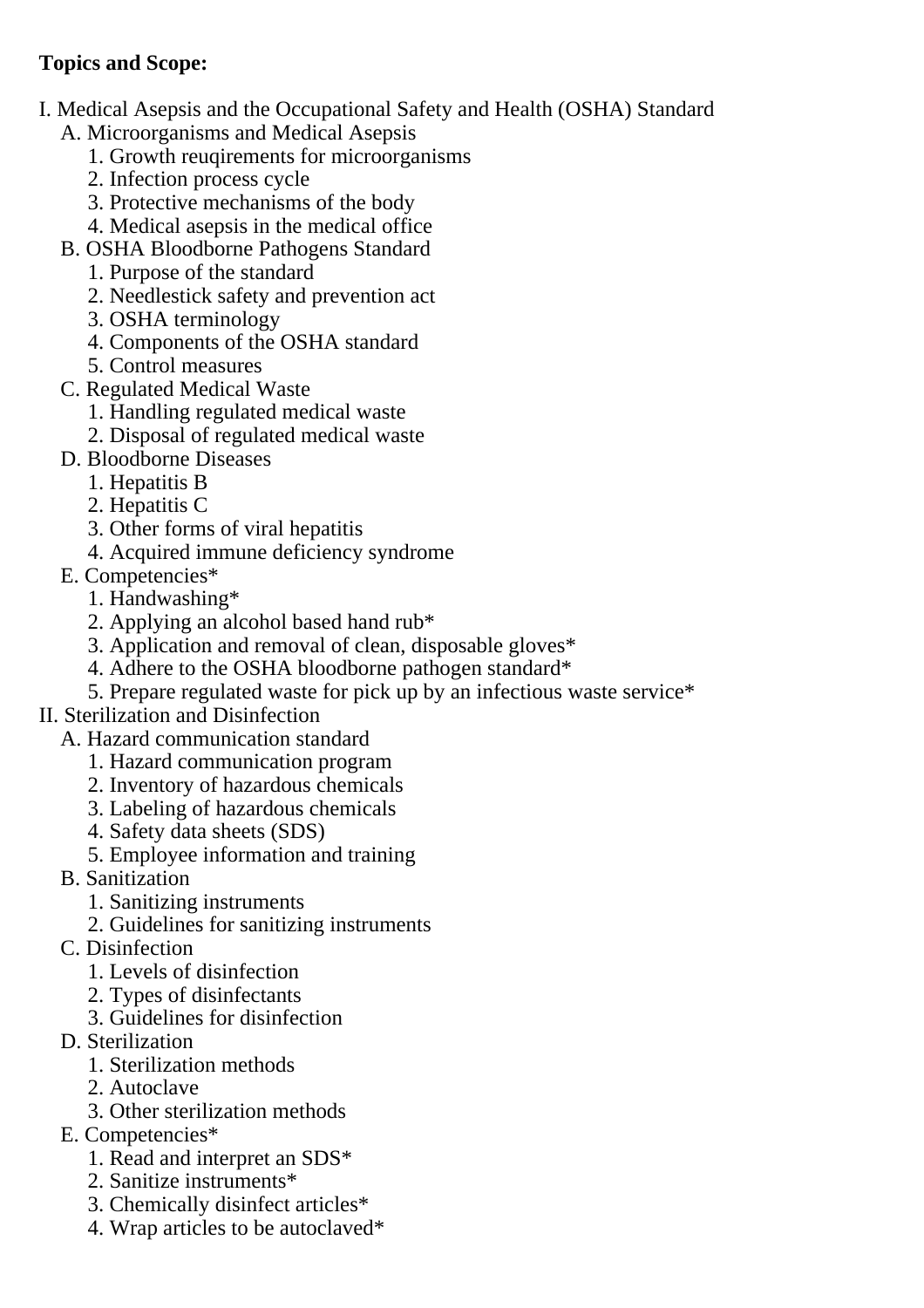**Topics and Scope:**

I. Medical Asepsis and the Occupational Safety and Health (OSHA) Standard
   A. Microorganisms and Medical Asepsis
      1. Growth reuqirements for microorganisms
      2. Infection process cycle
      3. Protective mechanisms of the body
      4. Medical asepsis in the medical office
   B. OSHA Bloodborne Pathogens Standard
      1. Purpose of the standard
      2. Needlestick safety and prevention act
      3. OSHA terminology
      4. Components of the OSHA standard
      5. Control measures
   C. Regulated Medical Waste
      1. Handling regulated medical waste
      2. Disposal of regulated medical waste
   D. Bloodborne Diseases
      1. Hepatitis B
      2. Hepatitis C
      3. Other forms of viral hepatitis
      4. Acquired immune deficiency syndrome
   E. Competencies*
      1. Handwashing*
      2. Applying an alcohol based hand rub*
      3. Application and removal of clean, disposable gloves*
      4. Adhere to the OSHA bloodborne pathogen standard*
      5. Prepare regulated waste for pick up by an infectious waste service*

II. Sterilization and Disinfection
   A. Hazard communication standard
      1. Hazard communication program
      2. Inventory of hazardous chemicals
      3. Labeling of hazardous chemicals
      4. Safety data sheets (SDS)
      5. Employee information and training
   B. Sanitization
      1. Sanitizing instruments
      2. Guidelines for sanitizing instruments
   C. Disinfection
      1. Levels of disinfection
      2. Types of disinfectants
      3. Guidelines for disinfection
   D. Sterilization
      1. Sterilization methods
      2. Autoclave
      3. Other sterilization methods
   E. Competencies*
      1. Read and interpret an SDS*
      2. Sanitize instruments*
      3. Chemically disinfect articles*
      4. Wrap articles to be autoclaved*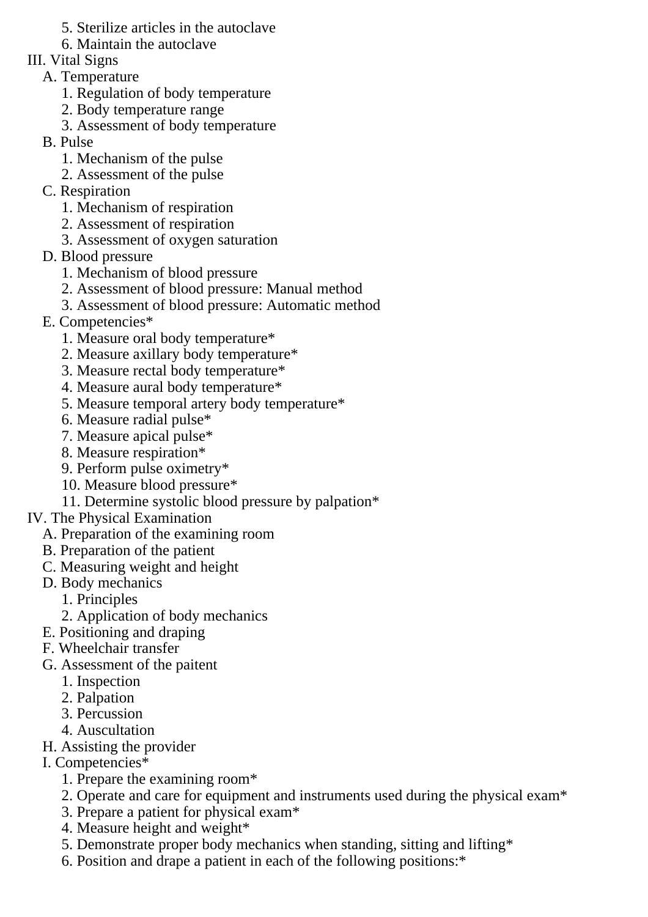5. Sterilize articles in the autoclave
6. Maintain the autoclave

III. Vital Signs
- A. Temperature
    1. Regulation of body temperature
    2. Body temperature range
    3. Assessment of body temperature
- B. Pulse
    1. Mechanism of the pulse
    2. Assessment of the pulse
- C. Respiration
    1. Mechanism of respiration
    2. Assessment of respiration
    3. Assessment of oxygen saturation
- D. Blood pressure
    1. Mechanism of blood pressure
    2. Assessment of blood pressure: Manual method
    3. Assessment of blood pressure: Automatic method
- E. Competencies*
    1. Measure oral body temperature*
    2. Measure axillary body temperature*
    3. Measure rectal body temperature*
    4. Measure aural body temperature*
    5. Measure temporal artery body temperature*
    6. Measure radial pulse*
    7. Measure apical pulse*
    8. Measure respiration*
    9. Perform pulse oximetry*
    10. Measure blood pressure*
    11. Determine systolic blood pressure by palpation*

IV. The Physical Examination
- A. Preparation of the examining room
- B. Preparation of the patient
- C. Measuring weight and height
- D. Body mechanics
    1. Principles
    2. Application of body mechanics
- E. Positioning and draping
- F. Wheelchair transfer
- G. Assessment of the paitent
    1. Inspection
    2. Palpation
    3. Percussion
    4. Auscultation
- H. Assisting the provider
- I. Competencies*
    1. Prepare the examining room*
    2. Operate and care for equipment and instruments used during the physical exam*
    3. Prepare a patient for physical exam*
    4. Measure height and weight*
    5. Demonstrate proper body mechanics when standing, sitting and lifting*
    6. Position and drape a patient in each of the following positions:*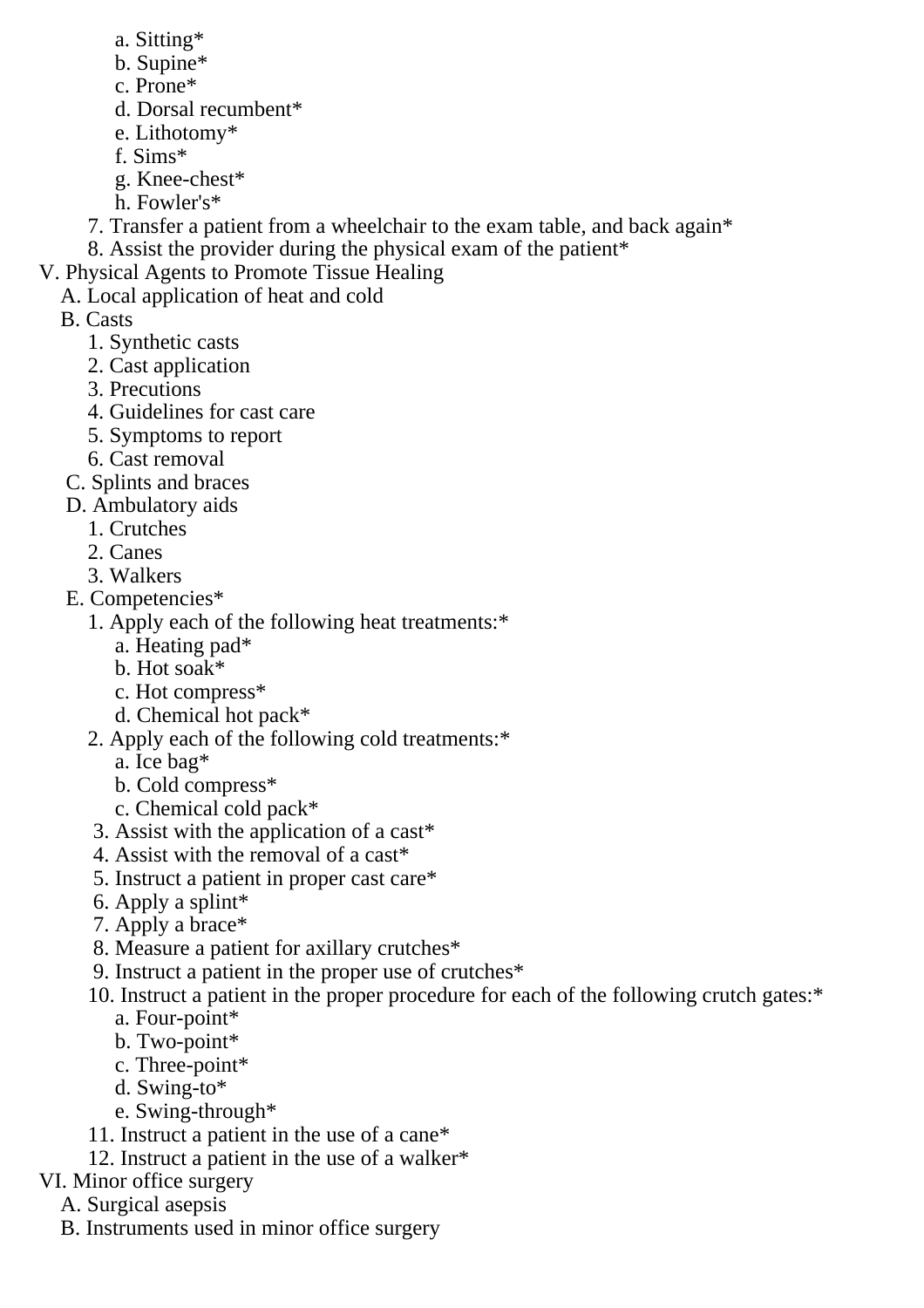a. Sitting*
        b. Supine*
        c. Prone*
        d. Dorsal recumbent*
        e. Lithotomy*
        f. Sims*
        g. Knee-chest*
        h. Fowler's*
    7. Transfer a patient from a wheelchair to the exam table, and back again*
    8. Assist the provider during the physical exam of the patient*

V. Physical Agents to Promote Tissue Healing
  A. Local application of heat and cold
  B. Casts
    1. Synthetic casts
    2. Cast application
    3. Precutions
    4. Guidelines for cast care
    5. Symptoms to report
    6. Cast removal
  C. Splints and braces
  D. Ambulatory aids
    1. Crutches
    2. Canes
    3. Walkers
  E. Competencies*
    1. Apply each of the following heat treatments:*
        a. Heating pad*
        b. Hot soak*
        c. Hot compress*
        d. Chemical hot pack*
    2. Apply each of the following cold treatments:*
        a. Ice bag*
        b. Cold compress*
        c. Chemical cold pack*
    3. Assist with the application of a cast*
    4. Assist with the removal of a cast*
    5. Instruct a patient in proper cast care*
    6. Apply a splint*
    7. Apply a brace*
    8. Measure a patient for axillary crutches*
    9. Instruct a patient in the proper use of crutches*
    10. Instruct a patient in the proper procedure for each of the following crutch gates:*
        a. Four-point*
        b. Two-point*
        c. Three-point*
        d. Swing-to*
        e. Swing-through*
    11. Instruct a patient in the use of a cane*
    12. Instruct a patient in the use of a walker*

VI. Minor office surgery
  A. Surgical asepsis
  B. Instruments used in minor office surgery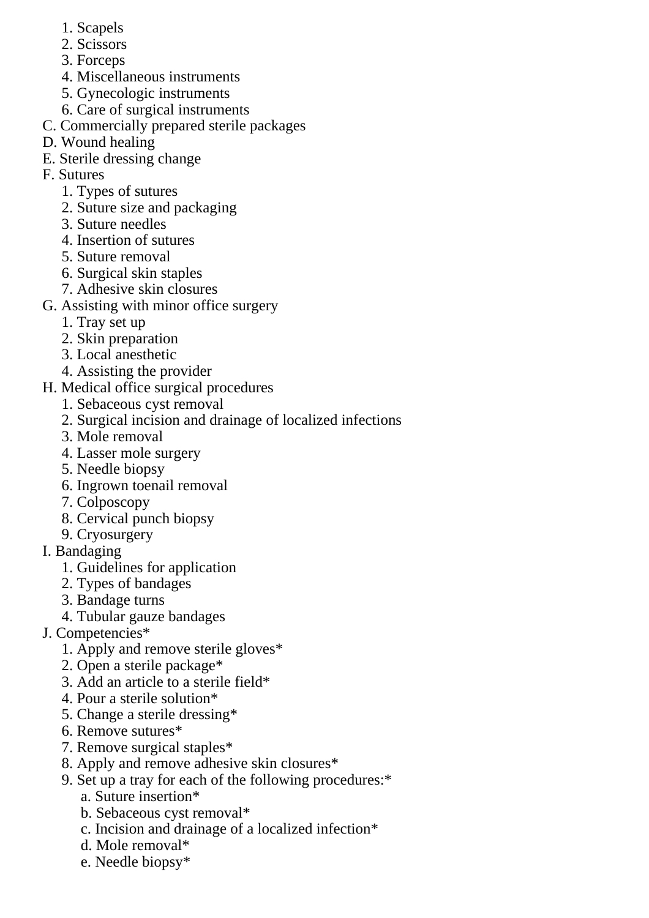1. Scapels
2. Scissors
3. Forceps
4. Miscellaneous instruments
5. Gynecologic instruments
6. Care of surgical instruments

C. Commercially prepared sterile packages

D. Wound healing

E. Sterile dressing change

F. Sutures

1. Types of sutures
2. Suture size and packaging
3. Suture needles
4. Insertion of sutures
5. Suture removal
6. Surgical skin staples
7. Adhesive skin closures

G. Assisting with minor office surgery

1. Tray set up
2. Skin preparation
3. Local anesthetic
4. Assisting the provider

H. Medical office surgical procedures

1. Sebaceous cyst removal
2. Surgical incision and drainage of localized infections
3. Mole removal
4. Lasser mole surgery
5. Needle biopsy
6. Ingrown toenail removal
7. Colposcopy
8. Cervical punch biopsy
9. Cryosurgery

I. Bandaging

1. Guidelines for application
2. Types of bandages
3. Bandage turns
4. Tubular gauze bandages

J. Competencies*

1. Apply and remove sterile gloves*
2. Open a sterile package*
3. Add an article to a sterile field*
4. Pour a sterile solution*
5. Change a sterile dressing*
6. Remove sutures*
7. Remove surgical staples*
8. Apply and remove adhesive skin closures*
9. Set up a tray for each of the following procedures:*
    a. Suture insertion*
    b. Sebaceous cyst removal*
    c. Incision and drainage of a localized infection*
    d. Mole removal*
    e. Needle biopsy*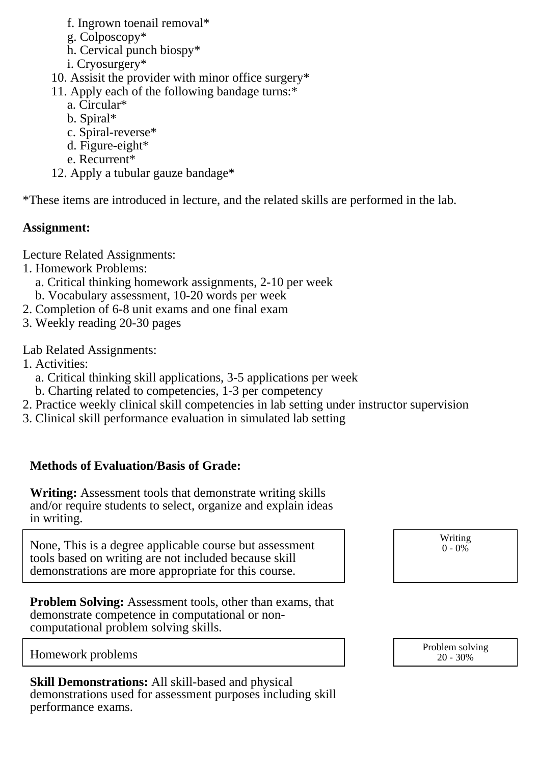f. Ingrown toenail removal*
    g. Colposcopy*
    h. Cervical punch biospy*
    i. Cryosurgery*
10. Assisit the provider with minor office surgery*
11. Apply each of the following bandage turns:*
    a. Circular*
    b. Spiral*
    c. Spiral-reverse*
    d. Figure-eight*
    e. Recurrent*
12. Apply a tubular gauze bandage*

*These items are introduced in lecture, and the related skills are performed in the lab.

**Assignment:**

Lecture Related Assignments:

1. Homework Problems:
    a. Critical thinking homework assignments, 2-10 per week
    b. Vocabulary assessment, 10-20 words per week
2. Completion of 6-8 unit exams and one final exam
3. Weekly reading 20-30 pages

Lab Related Assignments:

1. Activities:
    a. Critical thinking skill applications, 3-5 applications per week
    b. Charting related to competencies, 1-3 per competency
2. Practice weekly clinical skill competencies in lab setting under instructor supervision
3. Clinical skill performance evaluation in simulated lab setting

**Methods of Evaluation/Basis of Grade:**

**Writing:** Assessment tools that demonstrate writing skills and/or require students to select, organize and explain ideas in writing.

| None, This is a degree applicable course but assessment tools based on writing are not included because skill demonstrations are more appropriate for this course. | Writing 0 - 0% |
|---|---|

**Problem Solving:** Assessment tools, other than exams, that demonstrate competence in computational or non-computational problem solving skills.

| Homework problems | Problem solving 20 - 30% |
|---|---|

**Skill Demonstrations:** All skill-based and physical demonstrations used for assessment purposes including skill performance exams.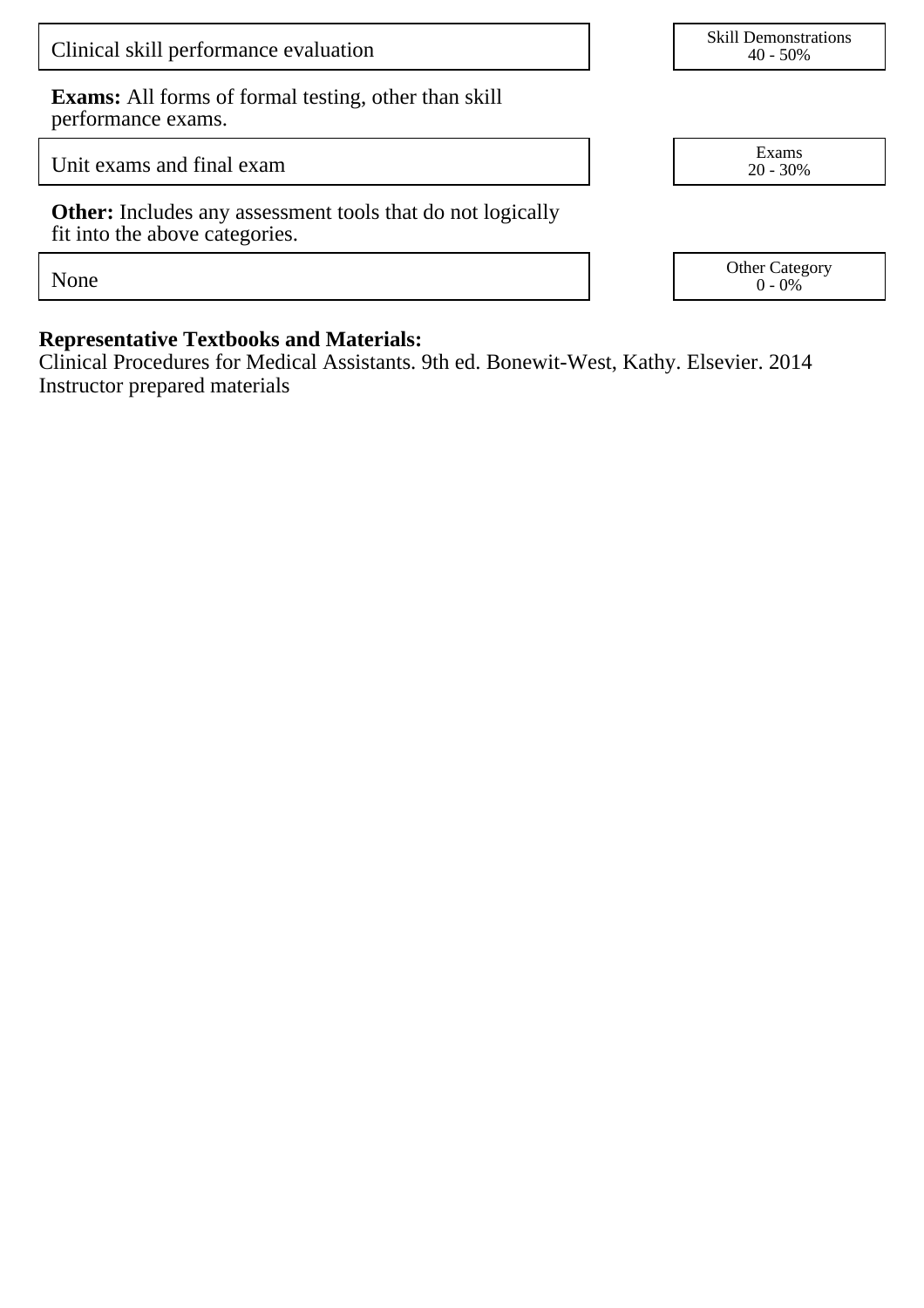| | |
|---|---|
| Clinical skill performance evaluation | Skill Demonstrations 40 - 50% |

**Exams:** All forms of formal testing, other than skill performance exams.

| | |
|---|---|
| Unit exams and final exam | Exams 20 - 30% |

**Other:** Includes any assessment tools that do not logically fit into the above categories.

| | |
|---|---|
| None | Other Category 0 - 0% |

**Representative Textbooks and Materials:**
Clinical Procedures for Medical Assistants. 9th ed. Bonewit-West, Kathy. Elsevier. 2014
Instructor prepared materials